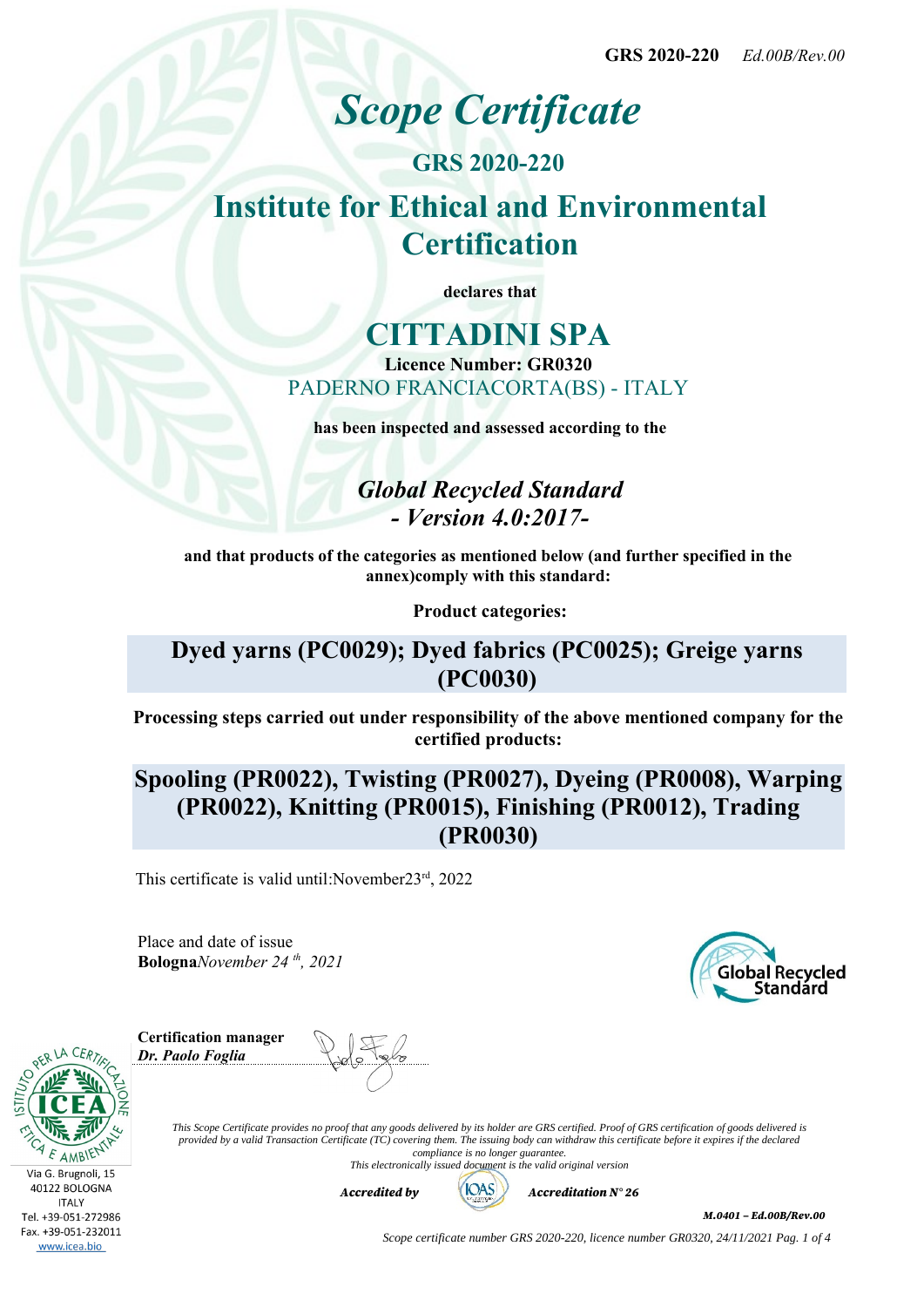GRS 2020-220 *Ed.00B/Rev.00*

# *Scope Certificate*

## GRS 2020-220

## Institute for Ethical and Environmental Certification

**declares that**

# CITTADINI SPA

**Licence Number: GR0320**

PADERNO FRANCIACORTA(BS) - ITALY

**has been inspected and assessed according to the**

## *Global Recycled Standard - Version 4.0:2017-*

**and that products of the categories as mentioned below (and further specified in the annex)comply with this standard:**

**Product categories:**

## Dyed yarns (PC0029); Dyed fabrics (PC0025); Greige yarns (PC0030)

**Processing steps carried out under responsibility of the above mentioned company for the certified products:**

## Spooling (PR0022), Twisting (PR0027), Dyeing (PR0008), Warping (PR0022), Knitting (PR0015), Finishing (PR0012), Trading (PR0030)

This certificate is valid until:November23rd, 2022

Place and date of issue
**Bologna***November 24 th, 2021*

**Certification manager**
***Dr. Paolo Foglia***

Via G. Brugnoli, 15
40122 BOLOGNA
ITALY
Tel. +39-051-272986
Fax. +39-051-232011
www.icea.bio

*This Scope Certificate provides no proof that any goods delivered by its holder are GRS certified. Proof of GRS certification of goods delivered is provided by a valid Transaction Certificate (TC) covering them. The issuing body can withdraw this certificate before it expires if the declared compliance is no longer guarantee.*
*This electronically issued document is the valid original version*

***Accredited by*** ***Accreditation N° 26***

***M.0401 – Ed.00B/Rev.00***

*Scope certificate number GRS 2020-220, licence number GR0320, 24/11/2021*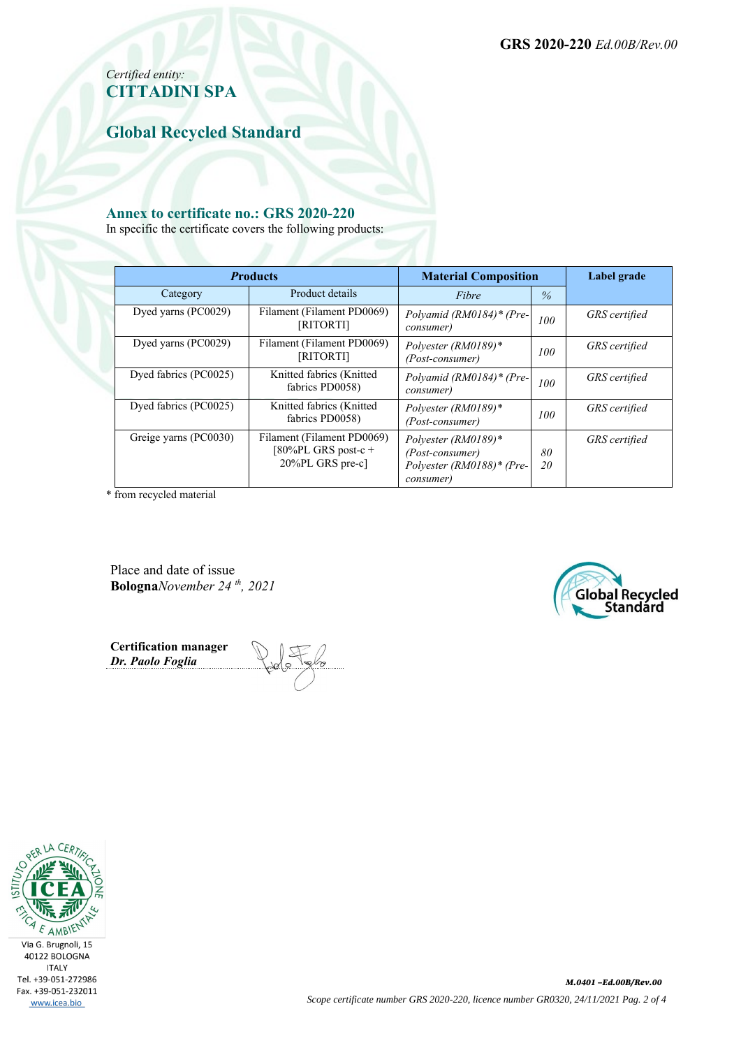GRS 2020-220 *Ed.00B/Rev.00*

*Certified entity:*
**CITTADINI SPA**

## Global Recycled Standard

### Annex to certificate no.: GRS 2020-220

In specific the certificate covers the following products:

| ***Products*** | | **Material Composition** | | **Label grade** |
|---|---|---|---|---|
| Category | Product details | *Fibre* | *%* | |
| Dyed yarns (PC0029) | Filament (Filament PD0069) [RITORTI] | *Polyamid (RM0184)\* (Pre-consumer)* | *100* | *GRS certified* |
| Dyed yarns (PC0029) | Filament (Filament PD0069) [RITORTI] | *Polyester (RM0189)\* (Post-consumer)* | *100* | *GRS certified* |
| Dyed fabrics (PC0025) | Knitted fabrics (Knitted fabrics PD0058) | *Polyamid (RM0184)\* (Pre-consumer)* | *100* | *GRS certified* |
| Dyed fabrics (PC0025) | Knitted fabrics (Knitted fabrics PD0058) | *Polyester (RM0189)\* (Post-consumer)* | *100* | *GRS certified* |
| Greige yarns (PC0030) | Filament (Filament PD0069) [80%PL GRS post-c + 20%PL GRS pre-c] | *Polyester (RM0189)\* (Post-consumer)* *Polyester (RM0188)\* (Pre-consumer)* | *80* *20* | *GRS certified* |

\* from recycled material

Place and date of issue
**Bologna***November 24 th, 2021*

**Certification manager**
***Dr. Paolo Foglia***

Via G. Brugnoli, 15
40122 BOLOGNA
ITALY
Tel. +39-051-272986
Fax. +39-051-232011
www.icea.bio

***M.0401 –Ed.00B/Rev.00***

*Scope certificate number GRS 2020-220, licence number GR0320, 24/11/2021*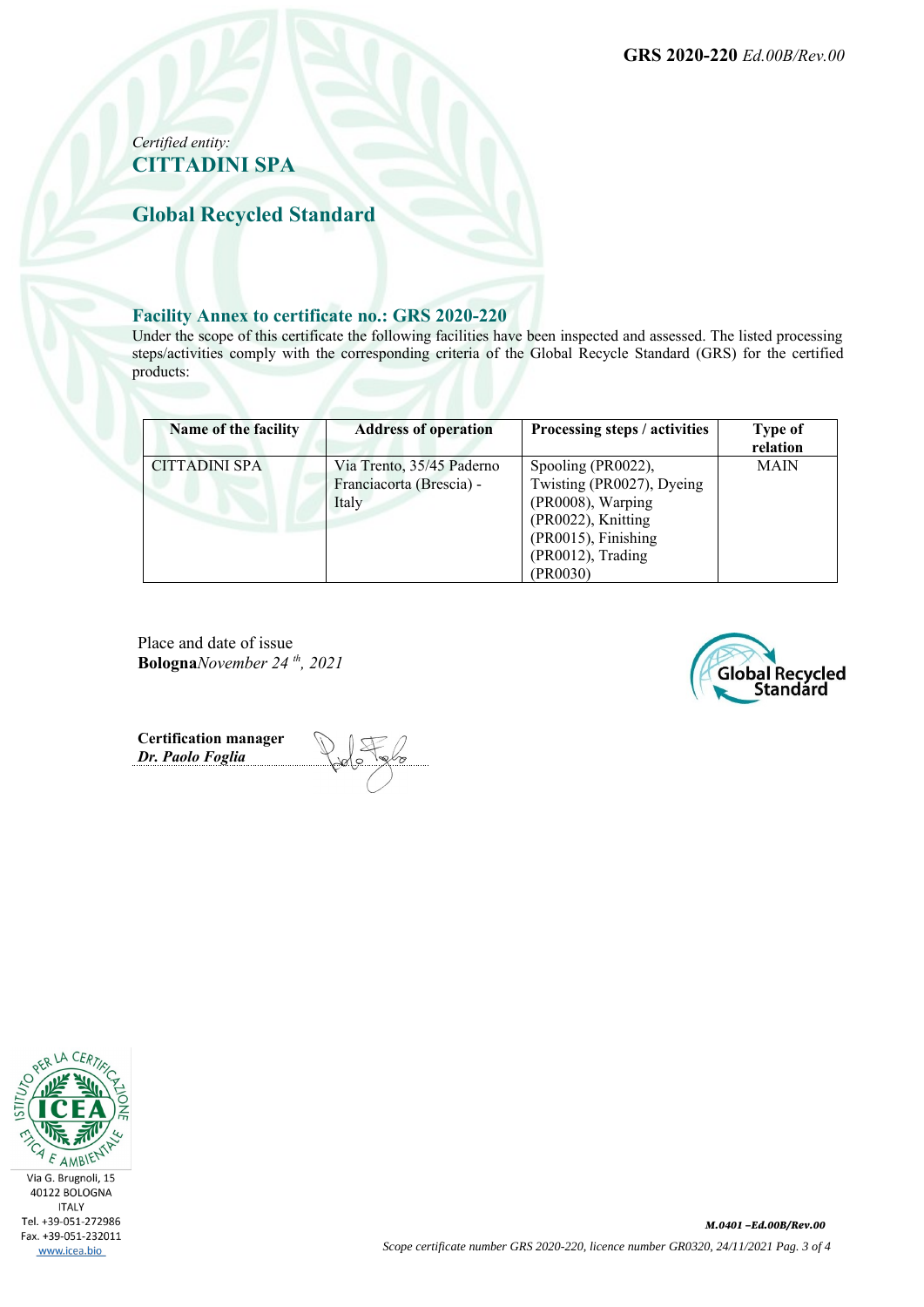*Certified entity:*
## CITTADINI SPA

## Global Recycled Standard

### Facility Annex to certificate no.: GRS 2020-220

Under the scope of this certificate the following facilities have been inspected and assessed. The listed processing steps/activities comply with the corresponding criteria of the Global Recycle Standard (GRS) for the certified products:

| Name of the facility | Address of operation | Processing steps / activities | Type of relation |
|---|---|---|---|
| CITTADINI SPA | Via Trento, 35/45 Paderno Franciacorta (Brescia) - Italy | Spooling (PR0022), Twisting (PR0027), Dyeing (PR0008), Warping (PR0022), Knitting (PR0015), Finishing (PR0012), Trading (PR0030) | MAIN |

Place and date of issue
**Bologna***November 24 th, 2021*

**Certification manager**
***Dr. Paolo Foglia***

Via G. Brugnoli, 15
40122 BOLOGNA
ITALY
Tel. +39-051-272986
Fax. +39-051-232011
www.icea.bio

*M.0401 –Ed.00B/Rev.00*

*Scope certificate number GRS 2020-220, licence number GR0320, 24/11/2021*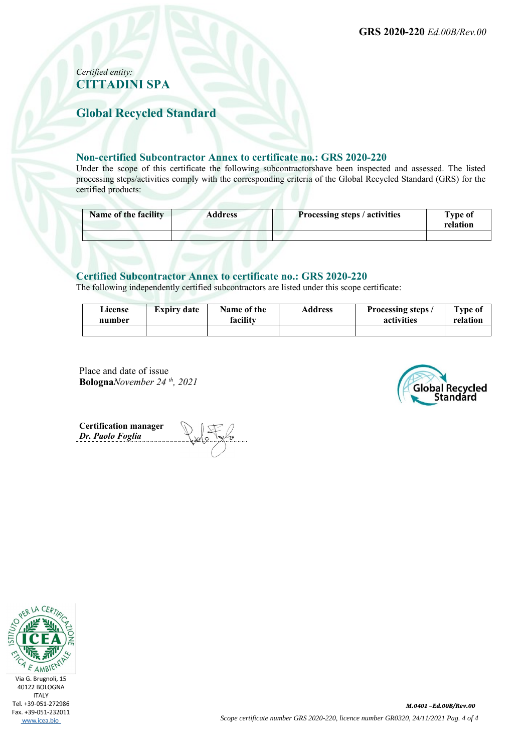GRS 2020-220 *Ed.00B/Rev.00*

*Certified entity:*
## CITTADINI SPA

## Global Recycled Standard

### Non-certified Subcontractor Annex to certificate no.: GRS 2020-220

Under the scope of this certificate the following subcontractorshave been inspected and assessed. The listed processing steps/activities comply with the corresponding criteria of the Global Recycled Standard (GRS) for the certified products:

| Name of the facility | Address | Processing steps / activities | Type of relation |
|---|---|---|---|
| | | | |

### Certified Subcontractor Annex to certificate no.: GRS 2020-220

The following independently certified subcontractors are listed under this scope certificate:

| License number | Expiry date | Name of the facility | Address | Processing steps / activities | Type of relation |
|---|---|---|---|---|---|
| | | | | | |

Place and date of issue
**Bologna***November 24 th, 2021*

**Certification manager**
***Dr. Paolo Foglia***

Via G. Brugnoli, 15
40122 BOLOGNA
ITALY
Tel. +39-051-272986
Fax. +39-051-232011
www.icea.bio

***M.0401 –Ed.00B/Rev.00***

*Scope certificate number GRS 2020-220, licence number GR0320, 24/11/2021*